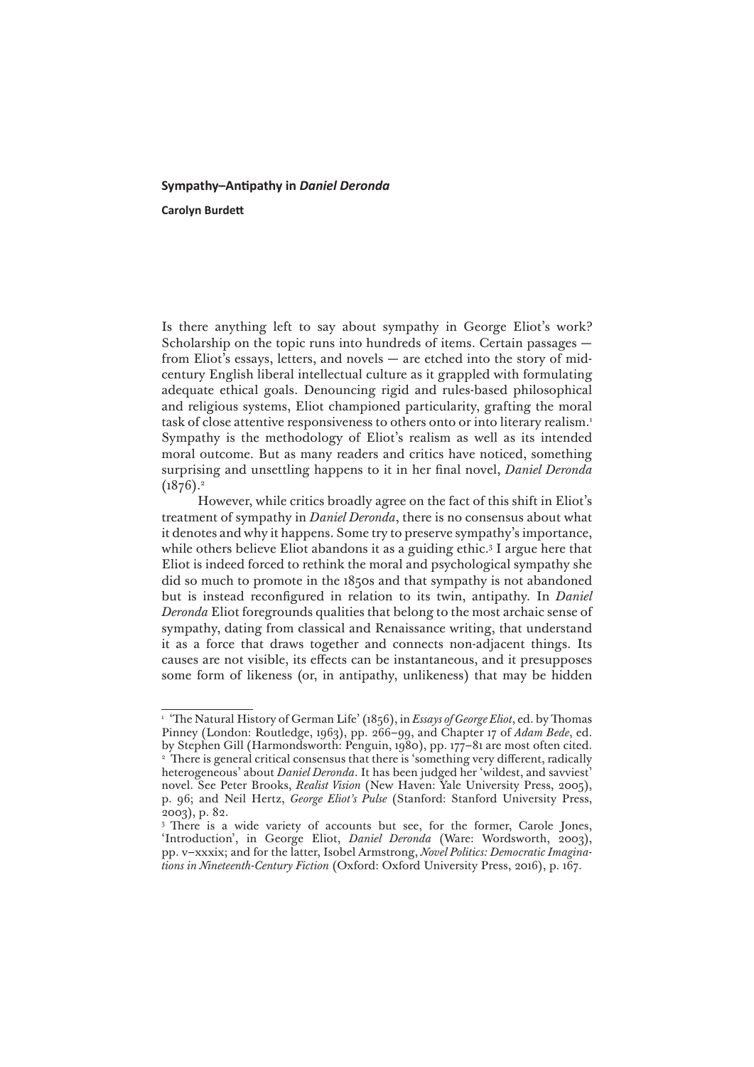# Sympathy–Antipathy in *Daniel Deronda*

**Carolyn Burdett**

Is there anything left to say about sympathy in George Eliot's work? Scholarship on the topic runs into hundreds of items. Certain passages — from Eliot's essays, letters, and novels — are etched into the story of mid-century English liberal intellectual culture as it grappled with formulating adequate ethical goals. Denouncing rigid and rules-based philosophical and religious systems, Eliot championed particularity, grafting the moral task of close attentive responsiveness to others onto or into literary realism.[1] Sympathy is the methodology of Eliot's realism as well as its intended moral outcome. But as many readers and critics have noticed, something surprising and unsettling happens to it in her final novel, *Daniel Deronda* (1876).[2]

However, while critics broadly agree on the fact of this shift in Eliot's treatment of sympathy in *Daniel Deronda*, there is no consensus about what it denotes and why it happens. Some try to preserve sympathy's importance, while others believe Eliot abandons it as a guiding ethic.[3] I argue here that Eliot is indeed forced to rethink the moral and psychological sympathy she did so much to promote in the 1850s and that sympathy is not abandoned but is instead reconfigured in relation to its twin, antipathy. In *Daniel Deronda* Eliot foregrounds qualities that belong to the most archaic sense of sympathy, dating from classical and Renaissance writing, that understand it as a force that draws together and connects non-adjacent things. Its causes are not visible, its effects can be instantaneous, and it presupposes some form of likeness (or, in antipathy, unlikeness) that may be hidden

---

[1] 'The Natural History of German Life' (1856), in *Essays of George Eliot*, ed. by Thomas Pinney (London: Routledge, 1963), pp. 266–99, and Chapter 17 of *Adam Bede*, ed. by Stephen Gill (Harmondsworth: Penguin, 1980), pp. 177–81 are most often cited.

[2] There is general critical consensus that there is 'something very different, radically heterogeneous' about *Daniel Deronda*. It has been judged her 'wildest, and savviest' novel. See Peter Brooks, *Realist Vision* (New Haven: Yale University Press, 2005), p. 96; and Neil Hertz, *George Eliot's Pulse* (Stanford: Stanford University Press, 2003), p. 82.

[3] There is a wide variety of accounts but see, for the former, Carole Jones, 'Introduction', in George Eliot, *Daniel Deronda* (Ware: Wordsworth, 2003), pp. v–xxxix; and for the latter, Isobel Armstrong, *Novel Politics: Democratic Imaginations in Nineteenth-Century Fiction* (Oxford: Oxford University Press, 2016), p. 167.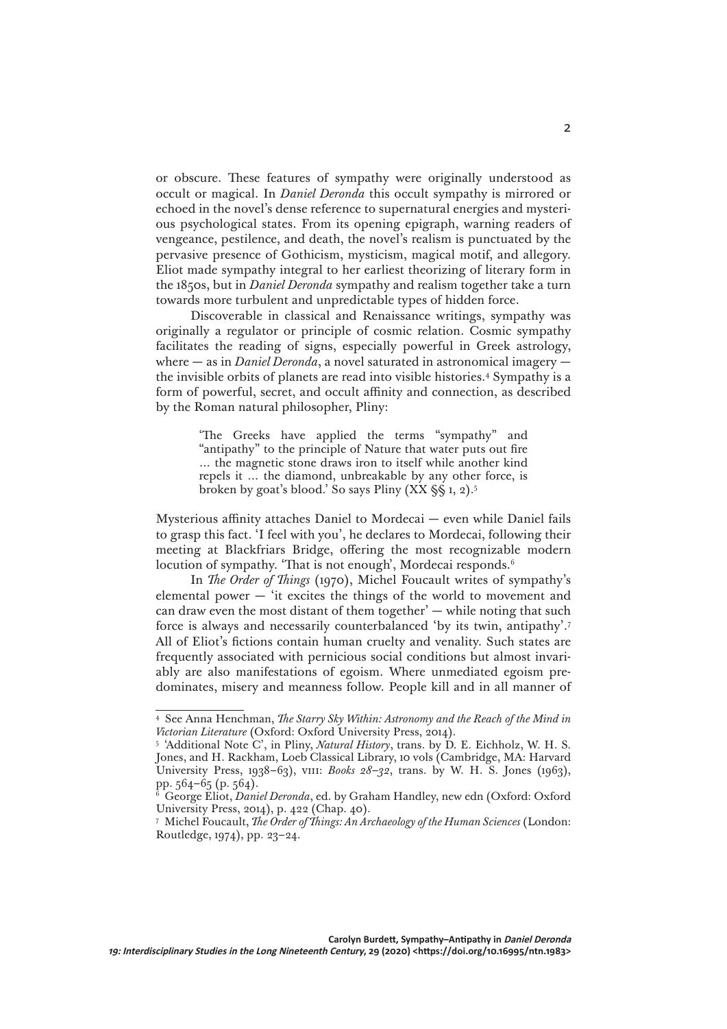or obscure. These features of sympathy were originally understood as occult or magical. In *Daniel Deronda* this occult sympathy is mirrored or echoed in the novel's dense reference to supernatural energies and mysterious psychological states. From its opening epigraph, warning readers of vengeance, pestilence, and death, the novel's realism is punctuated by the pervasive presence of Gothicism, mysticism, magical motif, and allegory. Eliot made sympathy integral to her earliest theorizing of literary form in the 1850s, but in *Daniel Deronda* sympathy and realism together take a turn towards more turbulent and unpredictable types of hidden force.

Discoverable in classical and Renaissance writings, sympathy was originally a regulator or principle of cosmic relation. Cosmic sympathy facilitates the reading of signs, especially powerful in Greek astrology, where — as in *Daniel Deronda*, a novel saturated in astronomical imagery — the invisible orbits of planets are read into visible histories.[4] Sympathy is a form of powerful, secret, and occult affinity and connection, as described by the Roman natural philosopher, Pliny:

> 'The Greeks have applied the terms "sympathy" and "antipathy" to the principle of Nature that water puts out fire … the magnetic stone draws iron to itself while another kind repels it … the diamond, unbreakable by any other force, is broken by goat's blood.' So says Pliny (XX §§ 1, 2).[5]

Mysterious affinity attaches Daniel to Mordecai — even while Daniel fails to grasp this fact. 'I feel with you', he declares to Mordecai, following their meeting at Blackfriars Bridge, offering the most recognizable modern locution of sympathy. 'That is not enough', Mordecai responds.[6]

In *The Order of Things* (1970), Michel Foucault writes of sympathy's elemental power — 'it excites the things of the world to movement and can draw even the most distant of them together' — while noting that such force is always and necessarily counterbalanced 'by its twin, antipathy'.[7] All of Eliot's fictions contain human cruelty and venality. Such states are frequently associated with pernicious social conditions but almost invariably are also manifestations of egoism. Where unmediated egoism predominates, misery and meanness follow. People kill and in all manner of

---

[4] See Anna Henchman, *The Starry Sky Within: Astronomy and the Reach of the Mind in Victorian Literature* (Oxford: Oxford University Press, 2014).

[5] 'Additional Note C', in Pliny, *Natural History*, trans. by D. E. Eichholz, W. H. S. Jones, and H. Rackham, Loeb Classical Library, 10 vols (Cambridge, MA: Harvard University Press, 1938–63), VIII: *Books 28–32*, trans. by W. H. S. Jones (1963), pp. 564–65 (p. 564).

[6] George Eliot, *Daniel Deronda*, ed. by Graham Handley, new edn (Oxford: Oxford University Press, 2014), p. 422 (Chap. 40).

[7] Michel Foucault, *The Order of Things: An Archaeology of the Human Sciences* (London: Routledge, 1974), pp. 23–24.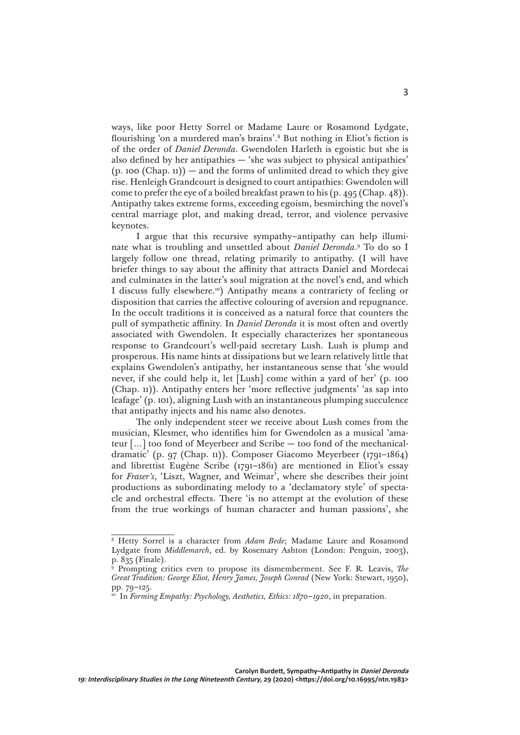ways, like poor Hetty Sorrel or Madame Laure or Rosamond Lydgate, flourishing 'on a murdered man's brains'.[8] But nothing in Eliot's fiction is of the order of *Daniel Deronda*. Gwendolen Harleth is egoistic but she is also defined by her antipathies — 'she was subject to physical antipathies' (p. 100 (Chap. 11)) — and the forms of unlimited dread to which they give rise. Henleigh Grandcourt is designed to court antipathies: Gwendolen will come to prefer the eye of a boiled breakfast prawn to his (p. 495 (Chap. 48)). Antipathy takes extreme forms, exceeding egoism, besmirching the novel's central marriage plot, and making dread, terror, and violence pervasive keynotes.

I argue that this recursive sympathy–antipathy can help illuminate what is troubling and unsettled about *Daniel Deronda*.[9] To do so I largely follow one thread, relating primarily to antipathy. (I will have briefer things to say about the affinity that attracts Daniel and Mordecai and culminates in the latter's soul migration at the novel's end, and which I discuss fully elsewhere.[10]) Antipathy means a contrariety of feeling or disposition that carries the affective colouring of aversion and repugnance. In the occult traditions it is conceived as a natural force that counters the pull of sympathetic affinity. In *Daniel Deronda* it is most often and overtly associated with Gwendolen. It especially characterizes her spontaneous response to Grandcourt's well-paid secretary Lush. Lush is plump and prosperous. His name hints at dissipations but we learn relatively little that explains Gwendolen's antipathy, her instantaneous sense that 'she would never, if she could help it, let [Lush] come within a yard of her' (p. 100 (Chap. 11)). Antipathy enters her 'more reflective judgments' 'as sap into leafage' (p. 101), aligning Lush with an instantaneous plumping succulence that antipathy injects and his name also denotes.

The only independent steer we receive about Lush comes from the musician, Klesmer, who identifies him for Gwendolen as a musical 'amateur [...] too fond of Meyerbeer and Scribe — too fond of the mechanical-dramatic' (p. 97 (Chap. 11)). Composer Giacomo Meyerbeer (1791–1864) and librettist Eugène Scribe (1791–1861) are mentioned in Eliot's essay for *Fraser's*, 'Liszt, Wagner, and Weimar', where she describes their joint productions as subordinating melody to a 'declamatory style' of spectacle and orchestral effects. There 'is no attempt at the evolution of these from the true workings of human character and human passions', she

---

[8] Hetty Sorrel is a character from *Adam Bede*; Madame Laure and Rosamond Lydgate from *Middlemarch*, ed. by Rosemary Ashton (London: Penguin, 2003), p. 835 (Finale).

[9] Prompting critics even to propose its dismemberment. See F. R. Leavis, *The Great Tradition: George Eliot, Henry James, Joseph Conrad* (New York: Stewart, 1950), pp. 79–125.

[10] In *Forming Empathy: Psychology, Aesthetics, Ethics: 1870–1920*, in preparation.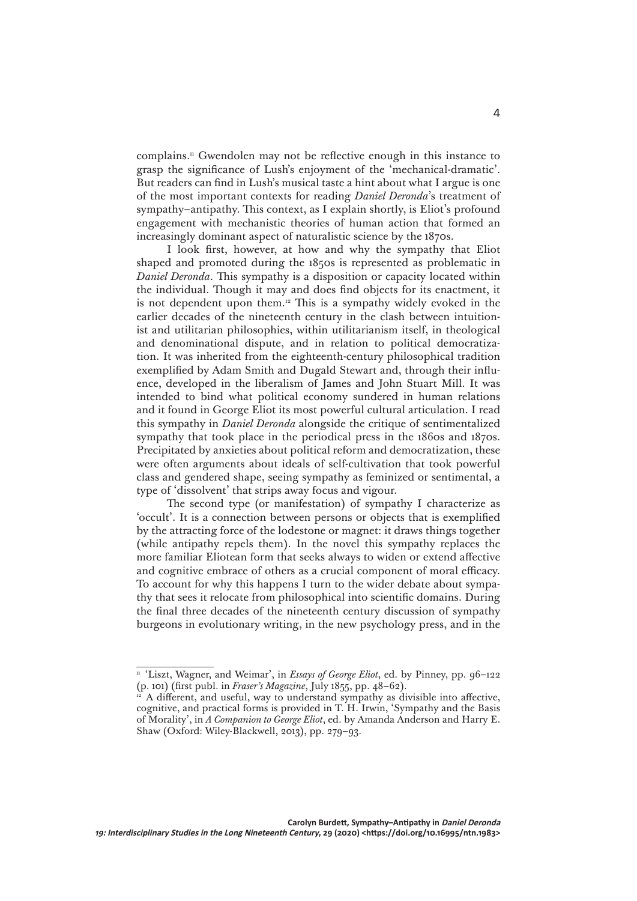complains.[11] Gwendolen may not be reflective enough in this instance to grasp the significance of Lush's enjoyment of the 'mechanical-dramatic'. But readers can find in Lush's musical taste a hint about what I argue is one of the most important contexts for reading *Daniel Deronda*'s treatment of sympathy–antipathy. This context, as I explain shortly, is Eliot's profound engagement with mechanistic theories of human action that formed an increasingly dominant aspect of naturalistic science by the 1870s.

I look first, however, at how and why the sympathy that Eliot shaped and promoted during the 1850s is represented as problematic in *Daniel Deronda*. This sympathy is a disposition or capacity located within the individual. Though it may and does find objects for its enactment, it is not dependent upon them.[12] This is a sympathy widely evoked in the earlier decades of the nineteenth century in the clash between intuitionist and utilitarian philosophies, within utilitarianism itself, in theological and denominational dispute, and in relation to political democratization. It was inherited from the eighteenth-century philosophical tradition exemplified by Adam Smith and Dugald Stewart and, through their influence, developed in the liberalism of James and John Stuart Mill. It was intended to bind what political economy sundered in human relations and it found in George Eliot its most powerful cultural articulation. I read this sympathy in *Daniel Deronda* alongside the critique of sentimentalized sympathy that took place in the periodical press in the 1860s and 1870s. Precipitated by anxieties about political reform and democratization, these were often arguments about ideals of self-cultivation that took powerful class and gendered shape, seeing sympathy as feminized or sentimental, a type of 'dissolvent' that strips away focus and vigour.

The second type (or manifestation) of sympathy I characterize as 'occult'. It is a connection between persons or objects that is exemplified by the attracting force of the lodestone or magnet: it draws things together (while antipathy repels them). In the novel this sympathy replaces the more familiar Eliotean form that seeks always to widen or extend affective and cognitive embrace of others as a crucial component of moral efficacy. To account for why this happens I turn to the wider debate about sympathy that sees it relocate from philosophical into scientific domains. During the final three decades of the nineteenth century discussion of sympathy burgeons in evolutionary writing, in the new psychology press, and in the

---

[11] 'Liszt, Wagner, and Weimar', in *Essays of George Eliot*, ed. by Pinney, pp. 96–122 (p. 101) (first publ. in *Fraser's Magazine*, July 1855, pp. 48–62).

[12] A different, and useful, way to understand sympathy as divisible into affective, cognitive, and practical forms is provided in T. H. Irwin, 'Sympathy and the Basis of Morality', in *A Companion to George Eliot*, ed. by Amanda Anderson and Harry E. Shaw (Oxford: Wiley-Blackwell, 2013), pp. 279–93.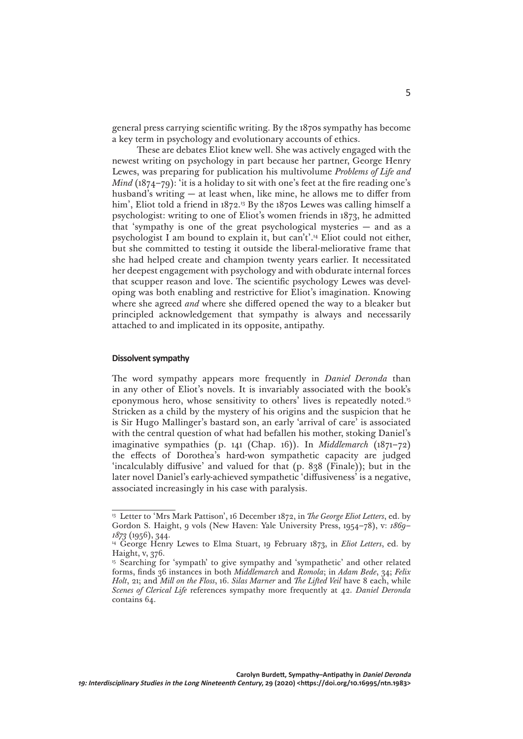general press carrying scientific writing. By the 1870s sympathy has become a key term in psychology and evolutionary accounts of ethics.

These are debates Eliot knew well. She was actively engaged with the newest writing on psychology in part because her partner, George Henry Lewes, was preparing for publication his multivolume *Problems of Life and Mind* (1874–79): 'it is a holiday to sit with one's feet at the fire reading one's husband's writing — at least when, like mine, he allows me to differ from him', Eliot told a friend in 1872.[13] By the 1870s Lewes was calling himself a psychologist: writing to one of Eliot's women friends in 1873, he admitted that 'sympathy is one of the great psychological mysteries — and as a psychologist I am bound to explain it, but can't'.[14] Eliot could not either, but she committed to testing it outside the liberal-meliorative frame that she had helped create and champion twenty years earlier. It necessitated her deepest engagement with psychology and with obdurate internal forces that scupper reason and love. The scientific psychology Lewes was developing was both enabling and restrictive for Eliot's imagination. Knowing where she agreed *and* where she differed opened the way to a bleaker but principled acknowledgement that sympathy is always and necessarily attached to and implicated in its opposite, antipathy.

## Dissolvent sympathy

The word sympathy appears more frequently in *Daniel Deronda* than in any other of Eliot's novels. It is invariably associated with the book's eponymous hero, whose sensitivity to others' lives is repeatedly noted.[15] Stricken as a child by the mystery of his origins and the suspicion that he is Sir Hugo Mallinger's bastard son, an early 'arrival of care' is associated with the central question of what had befallen his mother, stoking Daniel's imaginative sympathies (p. 141 (Chap. 16)). In *Middlemarch* (1871–72) the effects of Dorothea's hard-won sympathetic capacity are judged 'incalculably diffusive' and valued for that (p. 838 (Finale)); but in the later novel Daniel's early-achieved sympathetic 'diffusiveness' is a negative, associated increasingly in his case with paralysis.

---

[13] Letter to 'Mrs Mark Pattison', 16 December 1872, in *The George Eliot Letters*, ed. by Gordon S. Haight, 9 vols (New Haven: Yale University Press, 1954–78), v: *1869–1873* (1956), 344.

[14] George Henry Lewes to Elma Stuart, 19 February 1873, in *Eliot Letters*, ed. by Haight, v, 376.

[15] Searching for 'sympath' to give sympathy and 'sympathetic' and other related forms, finds 36 instances in both *Middlemarch* and *Romola*; in *Adam Bede*, 34; *Felix Holt*, 21; and *Mill on the Floss*, 16. *Silas Marner* and *The Lifted Veil* have 8 each, while *Scenes of Clerical Life* references sympathy more frequently at 42. *Daniel Deronda* contains 64.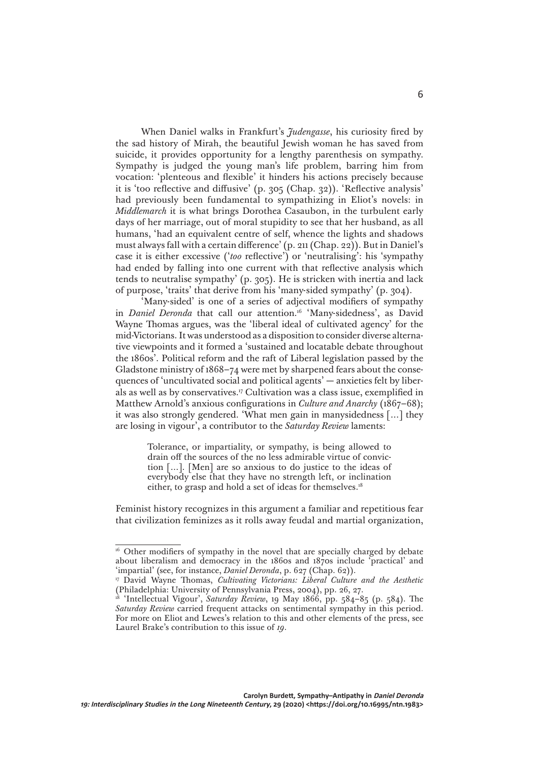When Daniel walks in Frankfurt's *Judengasse*, his curiosity fired by the sad history of Mirah, the beautiful Jewish woman he has saved from suicide, it provides opportunity for a lengthy parenthesis on sympathy. Sympathy is judged the young man's life problem, barring him from vocation: 'plenteous and flexible' it hinders his actions precisely because it is 'too reflective and diffusive' (p. 305 (Chap. 32)). 'Reflective analysis' had previously been fundamental to sympathizing in Eliot's novels: in *Middlemarch* it is what brings Dorothea Casaubon, in the turbulent early days of her marriage, out of moral stupidity to see that her husband, as all humans, 'had an equivalent centre of self, whence the lights and shadows must always fall with a certain difference' (p. 211 (Chap. 22)). But in Daniel's case it is either excessive ('*too* reflective') or 'neutralising': his 'sympathy had ended by falling into one current with that reflective analysis which tends to neutralise sympathy' (p. 305). He is stricken with inertia and lack of purpose, 'traits' that derive from his 'many-sided sympathy' (p. 304).

'Many-sided' is one of a series of adjectival modifiers of sympathy in *Daniel Deronda* that call our attention.[16] 'Many-sidedness', as David Wayne Thomas argues, was the 'liberal ideal of cultivated agency' for the mid-Victorians. It was understood as a disposition to consider diverse alternative viewpoints and it formed a 'sustained and locatable debate throughout the 1860s'. Political reform and the raft of Liberal legislation passed by the Gladstone ministry of 1868–74 were met by sharpened fears about the consequences of 'uncultivated social and political agents' — anxieties felt by liberals as well as by conservatives.[17] Cultivation was a class issue, exemplified in Matthew Arnold's anxious configurations in *Culture and Anarchy* (1867–68); it was also strongly gendered. 'What men gain in manysidedness [...] they are losing in vigour', a contributor to the *Saturday Review* laments:

> Tolerance, or impartiality, or sympathy, is being allowed to drain off the sources of the no less admirable virtue of conviction [...]. [Men] are so anxious to do justice to the ideas of everybody else that they have no strength left, or inclination either, to grasp and hold a set of ideas for themselves.[18]

Feminist history recognizes in this argument a familiar and repetitious fear that civilization feminizes as it rolls away feudal and martial organization,

---

[16] Other modifiers of sympathy in the novel that are specially charged by debate about liberalism and democracy in the 1860s and 1870s include 'practical' and 'impartial' (see, for instance, *Daniel Deronda*, p. 627 (Chap. 62)).

[17] David Wayne Thomas, *Cultivating Victorians: Liberal Culture and the Aesthetic* (Philadelphia: University of Pennsylvania Press, 2004), pp. 26, 27.

[18] 'Intellectual Vigour', *Saturday Review*, 19 May 1866, pp. 584–85 (p. 584). The *Saturday Review* carried frequent attacks on sentimental sympathy in this period. For more on Eliot and Lewes's relation to this and other elements of the press, see Laurel Brake's contribution to this issue of *19*.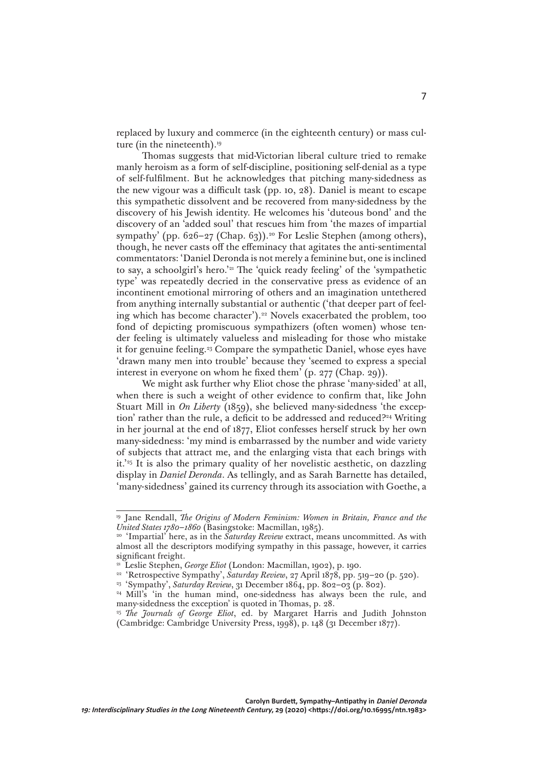replaced by luxury and commerce (in the eighteenth century) or mass culture (in the nineteenth).[19]

Thomas suggests that mid-Victorian liberal culture tried to remake manly heroism as a form of self-discipline, positioning self-denial as a type of self-fulfilment. But he acknowledges that pitching many-sidedness as the new vigour was a difficult task (pp. 10, 28). Daniel is meant to escape this sympathetic dissolvent and be recovered from many-sidedness by the discovery of his Jewish identity. He welcomes his 'duteous bond' and the discovery of an 'added soul' that rescues him from 'the mazes of impartial sympathy' (pp. 626–27 (Chap. 63)).[20] For Leslie Stephen (among others), though, he never casts off the effeminacy that agitates the anti-sentimental commentators: 'Daniel Deronda is not merely a feminine but, one is inclined to say, a schoolgirl's hero.'[21] The 'quick ready feeling' of the 'sympathetic type' was repeatedly decried in the conservative press as evidence of an incontinent emotional mirroring of others and an imagination untethered from anything internally substantial or authentic ('that deeper part of feeling which has become character').[22] Novels exacerbated the problem, too fond of depicting promiscuous sympathizers (often women) whose tender feeling is ultimately valueless and misleading for those who mistake it for genuine feeling.[23] Compare the sympathetic Daniel, whose eyes have 'drawn many men into trouble' because they 'seemed to express a special interest in everyone on whom he fixed them' (p. 277 (Chap. 29)).

We might ask further why Eliot chose the phrase 'many-sided' at all, when there is such a weight of other evidence to confirm that, like John Stuart Mill in *On Liberty* (1859), she believed many-sidedness 'the exception' rather than the rule, a deficit to be addressed and reduced?[24] Writing in her journal at the end of 1877, Eliot confesses herself struck by her own many-sidedness: 'my mind is embarrassed by the number and wide variety of subjects that attract me, and the enlarging vista that each brings with it.'[25] It is also the primary quality of her novelistic aesthetic, on dazzling display in *Daniel Deronda*. As tellingly, and as Sarah Barnette has detailed, 'many-sidedness' gained its currency through its association with Goethe, a

---

[19] Jane Rendall, *The Origins of Modern Feminism: Women in Britain, France and the United States 1780–1860* (Basingstoke: Macmillan, 1985).

[20] 'Impartial' here, as in the *Saturday Review* extract, means uncommitted. As with almost all the descriptors modifying sympathy in this passage, however, it carries significant freight.

[21] Leslie Stephen, *George Eliot* (London: Macmillan, 1902), p. 190.

[22] 'Retrospective Sympathy', *Saturday Review*, 27 April 1878, pp. 519–20 (p. 520).

[23] 'Sympathy', *Saturday Review*, 31 December 1864, pp. 802–03 (p. 802).

[24] Mill's 'in the human mind, one-sidedness has always been the rule, and many-sidedness the exception' is quoted in Thomas, p. 28.

[25] *The Journals of George Eliot*, ed. by Margaret Harris and Judith Johnston (Cambridge: Cambridge University Press, 1998), p. 148 (31 December 1877).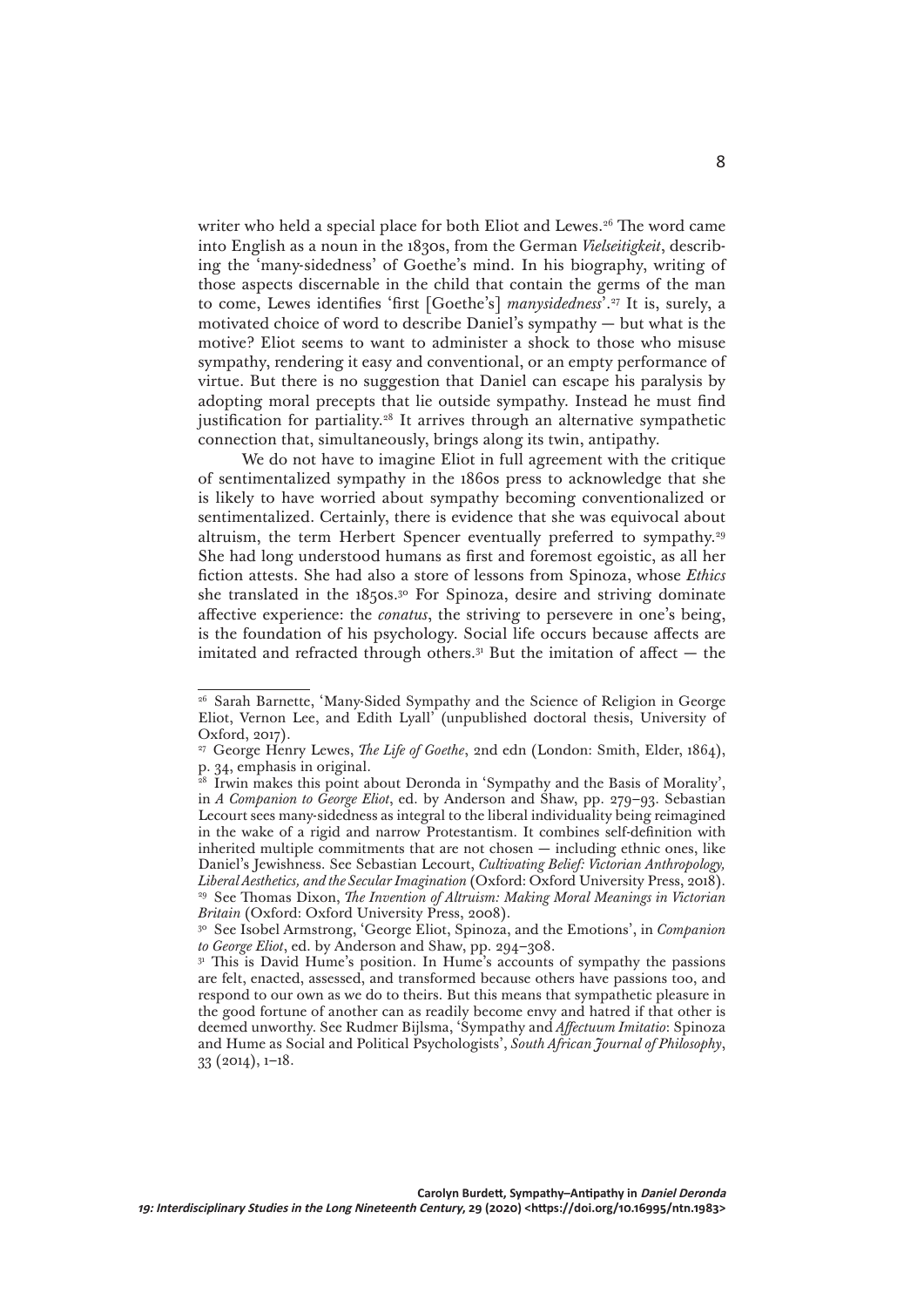writer who held a special place for both Eliot and Lewes.[26] The word came into English as a noun in the 1830s, from the German *Vielseitigkeit*, describing the 'many-sidedness' of Goethe's mind. In his biography, writing of those aspects discernable in the child that contain the germs of the man to come, Lewes identifies 'first [Goethe's] *manysidedness*'.[27] It is, surely, a motivated choice of word to describe Daniel's sympathy — but what is the motive? Eliot seems to want to administer a shock to those who misuse sympathy, rendering it easy and conventional, or an empty performance of virtue. But there is no suggestion that Daniel can escape his paralysis by adopting moral precepts that lie outside sympathy. Instead he must find justification for partiality.[28] It arrives through an alternative sympathetic connection that, simultaneously, brings along its twin, antipathy.

We do not have to imagine Eliot in full agreement with the critique of sentimentalized sympathy in the 1860s press to acknowledge that she is likely to have worried about sympathy becoming conventionalized or sentimentalized. Certainly, there is evidence that she was equivocal about altruism, the term Herbert Spencer eventually preferred to sympathy.[29] She had long understood humans as first and foremost egoistic, as all her fiction attests. She had also a store of lessons from Spinoza, whose *Ethics* she translated in the 1850s.[30] For Spinoza, desire and striving dominate affective experience: the *conatus*, the striving to persevere in one's being, is the foundation of his psychology. Social life occurs because affects are imitated and refracted through others.[31] But the imitation of affect — the

---

[26] Sarah Barnette, 'Many-Sided Sympathy and the Science of Religion in George Eliot, Vernon Lee, and Edith Lyall' (unpublished doctoral thesis, University of Oxford, 2017).

[27] George Henry Lewes, *The Life of Goethe*, 2nd edn (London: Smith, Elder, 1864), p. 34, emphasis in original.

[28] Irwin makes this point about Deronda in 'Sympathy and the Basis of Morality', in *A Companion to George Eliot*, ed. by Anderson and Shaw, pp. 279–93. Sebastian Lecourt sees many-sidedness as integral to the liberal individuality being reimagined in the wake of a rigid and narrow Protestantism. It combines self-definition with inherited multiple commitments that are not chosen — including ethnic ones, like Daniel's Jewishness. See Sebastian Lecourt, *Cultivating Belief: Victorian Anthropology, Liberal Aesthetics, and the Secular Imagination* (Oxford: Oxford University Press, 2018).

[29] See Thomas Dixon, *The Invention of Altruism: Making Moral Meanings in Victorian Britain* (Oxford: Oxford University Press, 2008).

[30] See Isobel Armstrong, 'George Eliot, Spinoza, and the Emotions', in *Companion to George Eliot*, ed. by Anderson and Shaw, pp. 294–308.

[31] This is David Hume's position. In Hume's accounts of sympathy the passions are felt, enacted, assessed, and transformed because others have passions too, and respond to our own as we do to theirs. But this means that sympathetic pleasure in the good fortune of another can as readily become envy and hatred if that other is deemed unworthy. See Rudmer Bijlsma, 'Sympathy and *Affectuum Imitatio*: Spinoza and Hume as Social and Political Psychologists', *South African Journal of Philosophy*, 33 (2014), 1–18.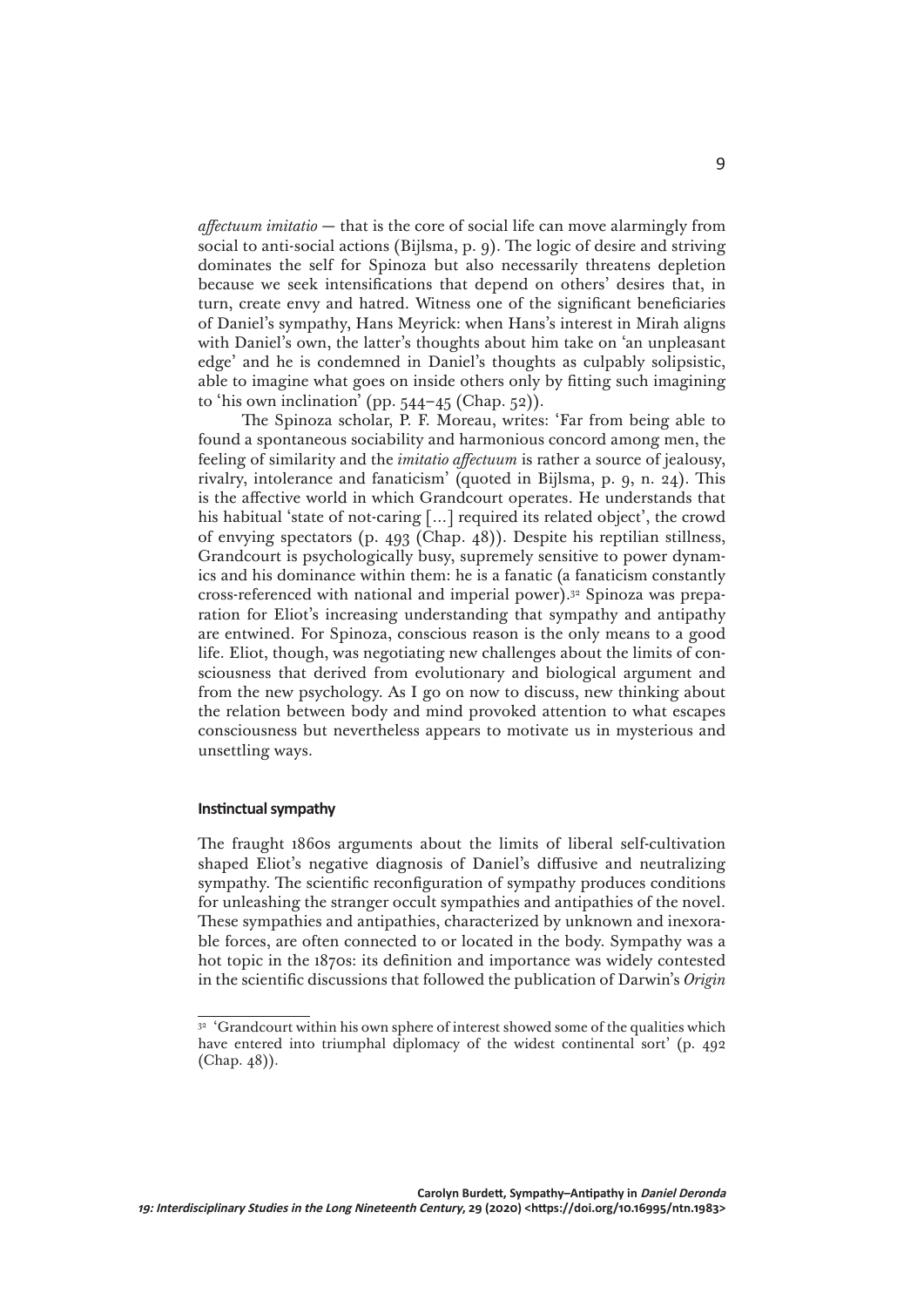*affectuum imitatio* — that is the core of social life can move alarmingly from social to anti-social actions (Bijlsma, p. 9). The logic of desire and striving dominates the self for Spinoza but also necessarily threatens depletion because we seek intensifications that depend on others' desires that, in turn, create envy and hatred. Witness one of the significant beneficiaries of Daniel's sympathy, Hans Meyrick: when Hans's interest in Mirah aligns with Daniel's own, the latter's thoughts about him take on 'an unpleasant edge' and he is condemned in Daniel's thoughts as culpably solipsistic, able to imagine what goes on inside others only by fitting such imagining to 'his own inclination' (pp. 544–45 (Chap. 52)).

The Spinoza scholar, P. F. Moreau, writes: 'Far from being able to found a spontaneous sociability and harmonious concord among men, the feeling of similarity and the *imitatio affectuum* is rather a source of jealousy, rivalry, intolerance and fanaticism' (quoted in Bijlsma, p. 9, n. 24). This is the affective world in which Grandcourt operates. He understands that his habitual 'state of not-caring [...] required its related object', the crowd of envying spectators (p. 493 (Chap. 48)). Despite his reptilian stillness, Grandcourt is psychologically busy, supremely sensitive to power dynamics and his dominance within them: he is a fanatic (a fanaticism constantly cross-referenced with national and imperial power).[32] Spinoza was preparation for Eliot's increasing understanding that sympathy and antipathy are entwined. For Spinoza, conscious reason is the only means to a good life. Eliot, though, was negotiating new challenges about the limits of consciousness that derived from evolutionary and biological argument and from the new psychology. As I go on now to discuss, new thinking about the relation between body and mind provoked attention to what escapes consciousness but nevertheless appears to motivate us in mysterious and unsettling ways.

### Instinctual sympathy

The fraught 1860s arguments about the limits of liberal self-cultivation shaped Eliot's negative diagnosis of Daniel's diffusive and neutralizing sympathy. The scientific reconfiguration of sympathy produces conditions for unleashing the stranger occult sympathies and antipathies of the novel. These sympathies and antipathies, characterized by unknown and inexorable forces, are often connected to or located in the body. Sympathy was a hot topic in the 1870s: its definition and importance was widely contested in the scientific discussions that followed the publication of Darwin's *Origin*

[32] 'Grandcourt within his own sphere of interest showed some of the qualities which have entered into triumphal diplomacy of the widest continental sort' (p. 492 (Chap. 48)).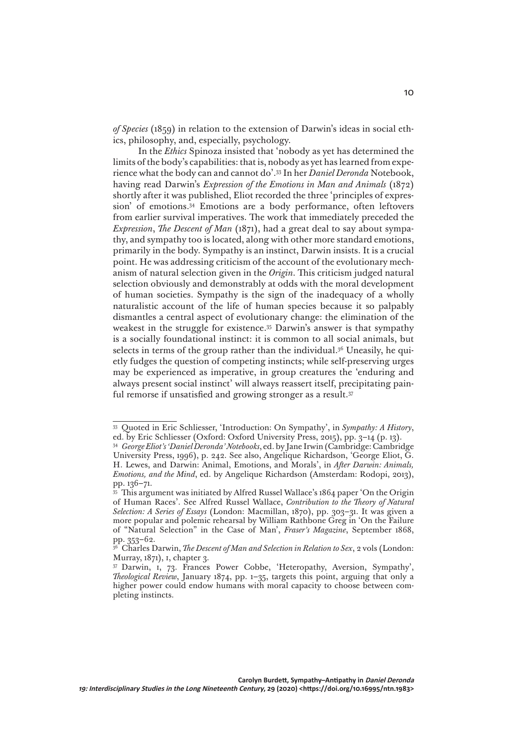*of Species* (1859) in relation to the extension of Darwin's ideas in social ethics, philosophy, and, especially, psychology.

In the *Ethics* Spinoza insisted that 'nobody as yet has determined the limits of the body's capabilities: that is, nobody as yet has learned from experience what the body can and cannot do'.[33] In her *Daniel Deronda* Notebook, having read Darwin's *Expression of the Emotions in Man and Animals* (1872) shortly after it was published, Eliot recorded the three 'principles of expression' of emotions.[34] Emotions are a body performance, often leftovers from earlier survival imperatives. The work that immediately preceded the *Expression*, *The Descent of Man* (1871), had a great deal to say about sympathy, and sympathy too is located, along with other more standard emotions, primarily in the body. Sympathy is an instinct, Darwin insists. It is a crucial point. He was addressing criticism of the account of the evolutionary mechanism of natural selection given in the *Origin*. This criticism judged natural selection obviously and demonstrably at odds with the moral development of human societies. Sympathy is the sign of the inadequacy of a wholly naturalistic account of the life of human species because it so palpably dismantles a central aspect of evolutionary change: the elimination of the weakest in the struggle for existence.[35] Darwin's answer is that sympathy is a socially foundational instinct: it is common to all social animals, but selects in terms of the group rather than the individual.[36] Uneasily, he quietly fudges the question of competing instincts; while self-preserving urges may be experienced as imperative, in group creatures the 'enduring and always present social instinct' will always reassert itself, precipitating painful remorse if unsatisfied and growing stronger as a result.[37]

---

[33] Quoted in Eric Schliesser, 'Introduction: On Sympathy', in *Sympathy: A History*, ed. by Eric Schliesser (Oxford: Oxford University Press, 2015), pp. 3–14 (p. 13).

[34] *George Eliot's 'Daniel Deronda' Notebooks*, ed. by Jane Irwin (Cambridge: Cambridge University Press, 1996), p. 242. See also, Angelique Richardson, 'George Eliot, G. H. Lewes, and Darwin: Animal, Emotions, and Morals', in *After Darwin: Animals, Emotions, and the Mind*, ed. by Angelique Richardson (Amsterdam: Rodopi, 2013), pp. 136–71.

[35] This argument was initiated by Alfred Russel Wallace's 1864 paper 'On the Origin of Human Races'. See Alfred Russel Wallace, *Contribution to the Theory of Natural Selection: A Series of Essays* (London: Macmillan, 1870), pp. 303–31. It was given a more popular and polemic rehearsal by William Rathbone Greg in 'On the Failure of "Natural Selection" in the Case of Man', *Fraser's Magazine*, September 1868, pp. 353–62.

[36] Charles Darwin, *The Descent of Man and Selection in Relation to Sex*, 2 vols (London: Murray, 1871), I, chapter 3.

[37] Darwin, I, 73. Frances Power Cobbe, 'Heteropathy, Aversion, Sympathy', *Theological Review*, January 1874, pp. 1–35, targets this point, arguing that only a higher power could endow humans with moral capacity to choose between completing instincts.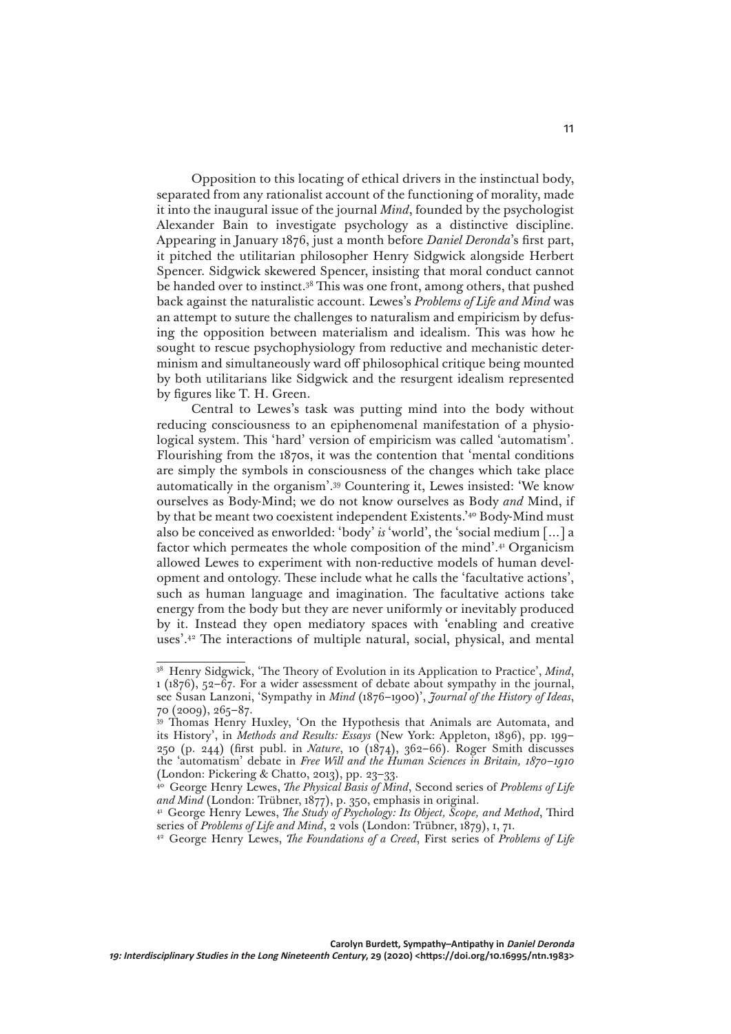Opposition to this locating of ethical drivers in the instinctual body, separated from any rationalist account of the functioning of morality, made it into the inaugural issue of the journal *Mind*, founded by the psychologist Alexander Bain to investigate psychology as a distinctive discipline. Appearing in January 1876, just a month before *Daniel Deronda*'s first part, it pitched the utilitarian philosopher Henry Sidgwick alongside Herbert Spencer. Sidgwick skewered Spencer, insisting that moral conduct cannot be handed over to instinct.[38] This was one front, among others, that pushed back against the naturalistic account. Lewes's *Problems of Life and Mind* was an attempt to suture the challenges to naturalism and empiricism by defusing the opposition between materialism and idealism. This was how he sought to rescue psychophysiology from reductive and mechanistic determinism and simultaneously ward off philosophical critique being mounted by both utilitarians like Sidgwick and the resurgent idealism represented by figures like T. H. Green.

Central to Lewes's task was putting mind into the body without reducing consciousness to an epiphenomenal manifestation of a physiological system. This 'hard' version of empiricism was called 'automatism'. Flourishing from the 1870s, it was the contention that 'mental conditions are simply the symbols in consciousness of the changes which take place automatically in the organism'.[39] Countering it, Lewes insisted: 'We know ourselves as Body-Mind; we do not know ourselves as Body *and* Mind, if by that be meant two coexistent independent Existents.'[40] Body-Mind must also be conceived as enworlded: 'body' *is* 'world', the 'social medium [...] a factor which permeates the whole composition of the mind'.[41] Organicism allowed Lewes to experiment with non-reductive models of human development and ontology. These include what he calls the 'facultative actions', such as human language and imagination. The facultative actions take energy from the body but they are never uniformly or inevitably produced by it. Instead they open mediatory spaces with 'enabling and creative uses'.[42] The interactions of multiple natural, social, physical, and mental

---

[38] Henry Sidgwick, 'The Theory of Evolution in its Application to Practice', *Mind*, 1 (1876), 52–67. For a wider assessment of debate about sympathy in the journal, see Susan Lanzoni, 'Sympathy in *Mind* (1876–1900)', *Journal of the History of Ideas*, 70 (2009), 265–87.

[39] Thomas Henry Huxley, 'On the Hypothesis that Animals are Automata, and its History', in *Methods and Results: Essays* (New York: Appleton, 1896), pp. 199–250 (p. 244) (first publ. in *Nature*, 10 (1874), 362–66). Roger Smith discusses the 'automatism' debate in *Free Will and the Human Sciences in Britain, 1870–1910* (London: Pickering & Chatto, 2013), pp. 23–33.

[40] George Henry Lewes, *The Physical Basis of Mind*, Second series of *Problems of Life and Mind* (London: Trübner, 1877), p. 350, emphasis in original.

[41] George Henry Lewes, *The Study of Psychology: Its Object, Scope, and Method*, Third series of *Problems of Life and Mind*, 2 vols (London: Trübner, 1879), I, 71.

[42] George Henry Lewes, *The Foundations of a Creed*, First series of *Problems of Life*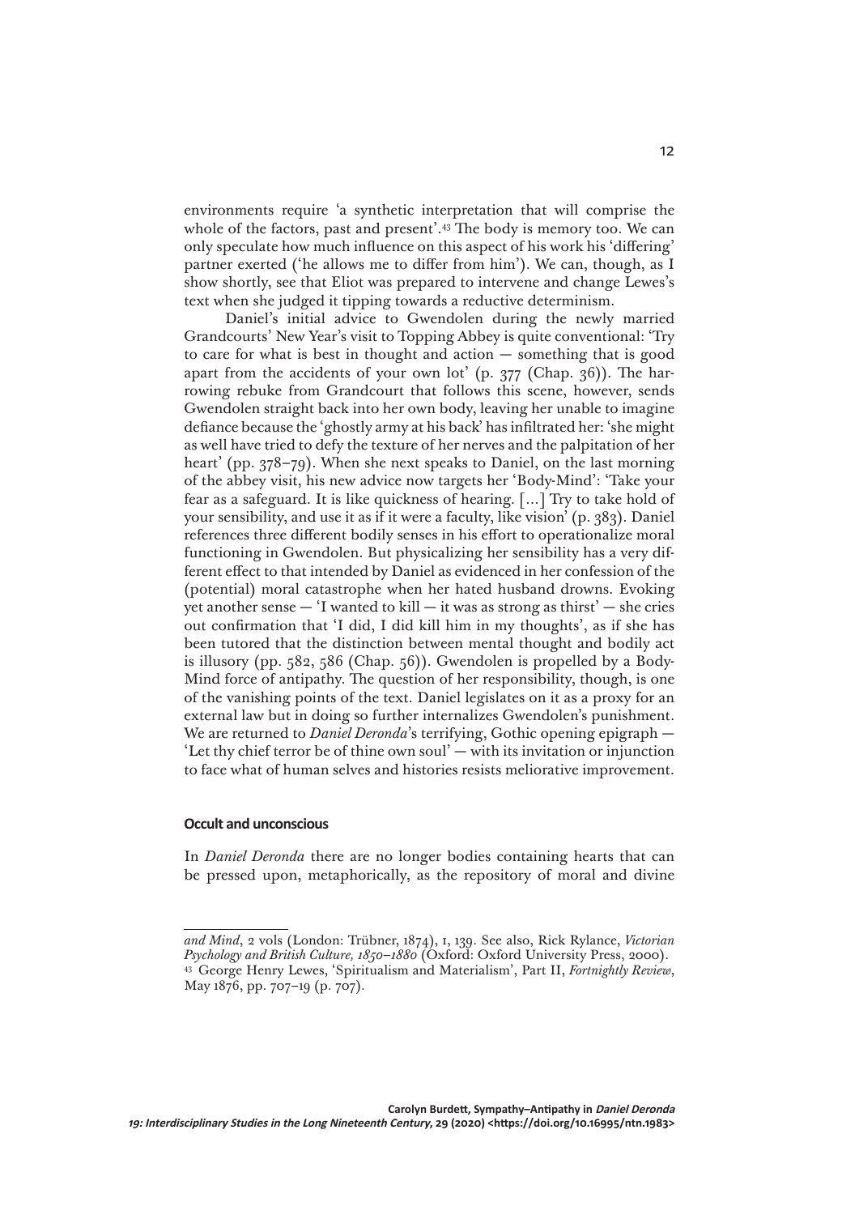environments require 'a synthetic interpretation that will comprise the whole of the factors, past and present'.[43] The body is memory too. We can only speculate how much influence on this aspect of his work his 'differing' partner exerted ('he allows me to differ from him'). We can, though, as I show shortly, see that Eliot was prepared to intervene and change Lewes's text when she judged it tipping towards a reductive determinism.

Daniel's initial advice to Gwendolen during the newly married Grandcourts' New Year's visit to Topping Abbey is quite conventional: 'Try to care for what is best in thought and action — something that is good apart from the accidents of your own lot' (p. 377 (Chap. 36)). The harrowing rebuke from Grandcourt that follows this scene, however, sends Gwendolen straight back into her own body, leaving her unable to imagine defiance because the 'ghostly army at his back' has infiltrated her: 'she might as well have tried to defy the texture of her nerves and the palpitation of her heart' (pp. 378–79). When she next speaks to Daniel, on the last morning of the abbey visit, his new advice now targets her 'Body-Mind': 'Take your fear as a safeguard. It is like quickness of hearing. [...] Try to take hold of your sensibility, and use it as if it were a faculty, like vision' (p. 383). Daniel references three different bodily senses in his effort to operationalize moral functioning in Gwendolen. But physicalizing her sensibility has a very different effect to that intended by Daniel as evidenced in her confession of the (potential) moral catastrophe when her hated husband drowns. Evoking yet another sense — 'I wanted to kill — it was as strong as thirst' — she cries out confirmation that 'I did, I did kill him in my thoughts', as if she has been tutored that the distinction between mental thought and bodily act is illusory (pp. 582, 586 (Chap. 56)). Gwendolen is propelled by a Body-Mind force of antipathy. The question of her responsibility, though, is one of the vanishing points of the text. Daniel legislates on it as a proxy for an external law but in doing so further internalizes Gwendolen's punishment. We are returned to *Daniel Deronda*'s terrifying, Gothic opening epigraph — 'Let thy chief terror be of thine own soul' — with its invitation or injunction to face what of human selves and histories resists meliorative improvement.

#### Occult and unconscious

In *Daniel Deronda* there are no longer bodies containing hearts that can be pressed upon, metaphorically, as the repository of moral and divine

---

*and Mind*, 2 vols (London: Trübner, 1874), I, 139. See also, Rick Rylance, *Victorian Psychology and British Culture, 1850–1880* (Oxford: Oxford University Press, 2000).

[43] George Henry Lewes, 'Spiritualism and Materialism', Part II, *Fortnightly Review*, May 1876, pp. 707–19 (p. 707).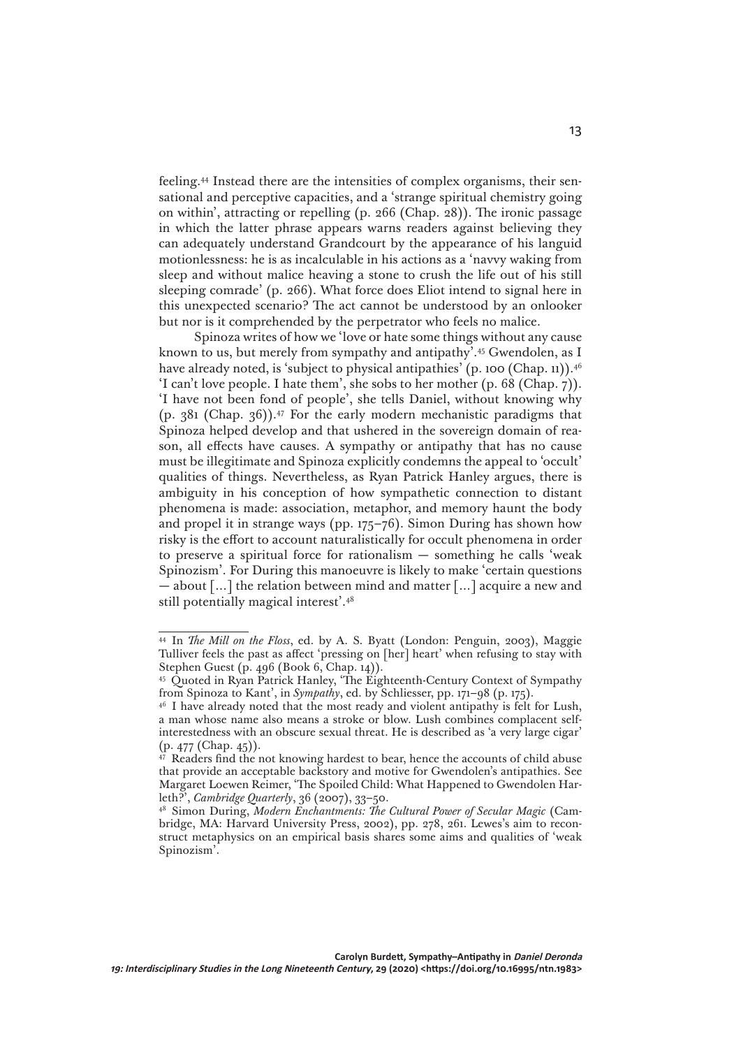feeling.[44] Instead there are the intensities of complex organisms, their sensational and perceptive capacities, and a 'strange spiritual chemistry going on within', attracting or repelling (p. 266 (Chap. 28)). The ironic passage in which the latter phrase appears warns readers against believing they can adequately understand Grandcourt by the appearance of his languid motionlessness: he is as incalculable in his actions as a 'navvy waking from sleep and without malice heaving a stone to crush the life out of his still sleeping comrade' (p. 266). What force does Eliot intend to signal here in this unexpected scenario? The act cannot be understood by an onlooker but nor is it comprehended by the perpetrator who feels no malice.

Spinoza writes of how we 'love or hate some things without any cause known to us, but merely from sympathy and antipathy'.[45] Gwendolen, as I have already noted, is 'subject to physical antipathies' (p. 100 (Chap. 11)).[46] 'I can't love people. I hate them', she sobs to her mother (p. 68 (Chap. 7)). 'I have not been fond of people', she tells Daniel, without knowing why (p. 381 (Chap. 36)).[47] For the early modern mechanistic paradigms that Spinoza helped develop and that ushered in the sovereign domain of reason, all effects have causes. A sympathy or antipathy that has no cause must be illegitimate and Spinoza explicitly condemns the appeal to 'occult' qualities of things. Nevertheless, as Ryan Patrick Hanley argues, there is ambiguity in his conception of how sympathetic connection to distant phenomena is made: association, metaphor, and memory haunt the body and propel it in strange ways (pp. 175–76). Simon During has shown how risky is the effort to account naturalistically for occult phenomena in order to preserve a spiritual force for rationalism — something he calls 'weak Spinozism'. For During this manoeuvre is likely to make 'certain questions — about [...] the relation between mind and matter [...] acquire a new and still potentially magical interest'.[48]

---

[44] In *The Mill on the Floss*, ed. by A. S. Byatt (London: Penguin, 2003), Maggie Tulliver feels the past as affect 'pressing on [her] heart' when refusing to stay with Stephen Guest (p. 496 (Book 6, Chap. 14)).

[45] Quoted in Ryan Patrick Hanley, 'The Eighteenth-Century Context of Sympathy from Spinoza to Kant', in *Sympathy*, ed. by Schliesser, pp. 171–98 (p. 175).

[46] I have already noted that the most ready and violent antipathy is felt for Lush, a man whose name also means a stroke or blow. Lush combines complacent self-interestedness with an obscure sexual threat. He is described as 'a very large cigar' (p. 477 (Chap. 45)).

[47] Readers find the not knowing hardest to bear, hence the accounts of child abuse that provide an acceptable backstory and motive for Gwendolen's antipathies. See Margaret Loewen Reimer, 'The Spoiled Child: What Happened to Gwendolen Harleth?', *Cambridge Quarterly*, 36 (2007), 33–50.

[48] Simon During, *Modern Enchantments: The Cultural Power of Secular Magic* (Cambridge, MA: Harvard University Press, 2002), pp. 278, 261. Lewes's aim to reconstruct metaphysics on an empirical basis shares some aims and qualities of 'weak Spinozism'.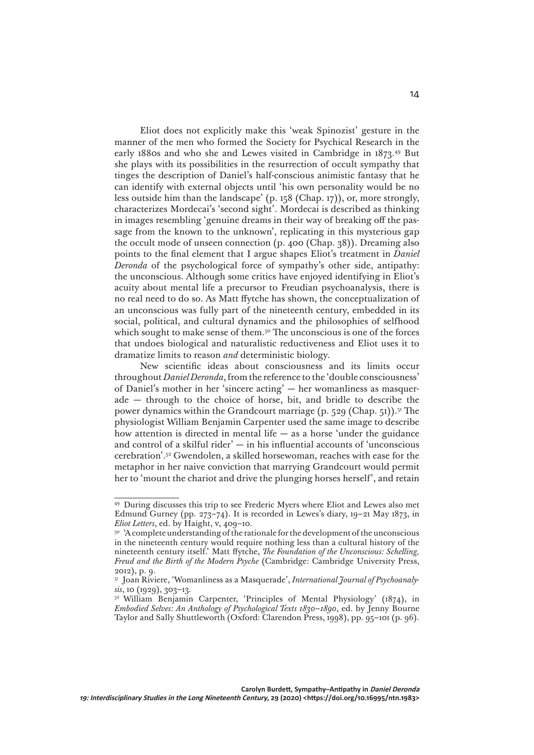Eliot does not explicitly make this 'weak Spinozist' gesture in the manner of the men who formed the Society for Psychical Research in the early 1880s and who she and Lewes visited in Cambridge in 1873.[49] But she plays with its possibilities in the resurrection of occult sympathy that tinges the description of Daniel's half-conscious animistic fantasy that he can identify with external objects until 'his own personality would be no less outside him than the landscape' (p. 158 (Chap. 17)), or, more strongly, characterizes Mordecai's 'second sight'. Mordecai is described as thinking in images resembling 'genuine dreams in their way of breaking off the passage from the known to the unknown', replicating in this mysterious gap the occult mode of unseen connection (p. 400 (Chap. 38)). Dreaming also points to the final element that I argue shapes Eliot's treatment in *Daniel Deronda* of the psychological force of sympathy's other side, antipathy: the unconscious. Although some critics have enjoyed identifying in Eliot's acuity about mental life a precursor to Freudian psychoanalysis, there is no real need to do so. As Matt ffytche has shown, the conceptualization of an unconscious was fully part of the nineteenth century, embedded in its social, political, and cultural dynamics and the philosophies of selfhood which sought to make sense of them.[50] The unconscious is one of the forces that undoes biological and naturalistic reductiveness and Eliot uses it to dramatize limits to reason *and* deterministic biology.

New scientific ideas about consciousness and its limits occur throughout *Daniel Deronda*, from the reference to the 'double consciousness' of Daniel's mother in her 'sincere acting' — her womanliness as masquerade — through to the choice of horse, bit, and bridle to describe the power dynamics within the Grandcourt marriage (p. 529 (Chap. 51)).[51] The physiologist William Benjamin Carpenter used the same image to describe how attention is directed in mental life — as a horse 'under the guidance and control of a skilful rider' — in his influential accounts of 'unconscious cerebration'.[52] Gwendolen, a skilled horsewoman, reaches with ease for the metaphor in her naive conviction that marrying Grandcourt would permit her to 'mount the chariot and drive the plunging horses herself', and retain

---

[49] During discusses this trip to see Frederic Myers where Eliot and Lewes also met Edmund Gurney (pp. 273–74). It is recorded in Lewes's diary, 19–21 May 1873, in *Eliot Letters*, ed. by Haight, v, 409–10.

[50] 'A complete understanding of the rationale for the development of the unconscious in the nineteenth century would require nothing less than a cultural history of the nineteenth century itself.' Matt ffytche, *The Foundation of the Unconscious: Schelling, Freud and the Birth of the Modern Psyche* (Cambridge: Cambridge University Press, 2012), p. 9.

[51] Joan Riviere, 'Womanliness as a Masquerade', *International Journal of Psychoanalysis*, 10 (1929), 303–13.

[52] William Benjamin Carpenter, 'Principles of Mental Physiology' (1874), in *Embodied Selves: An Anthology of Psychological Texts 1830–1890*, ed. by Jenny Bourne Taylor and Sally Shuttleworth (Oxford: Clarendon Press, 1998), pp. 95–101 (p. 96).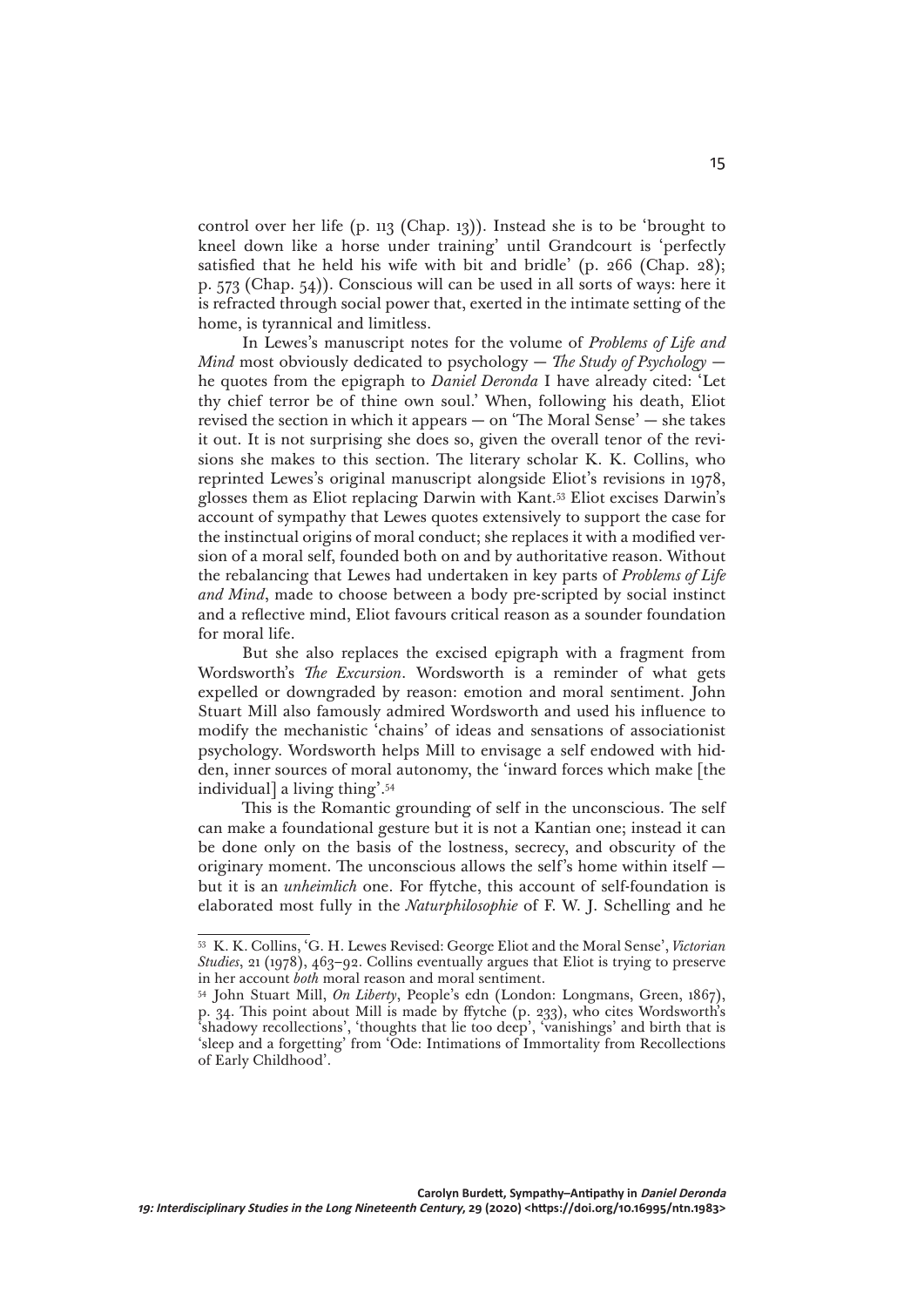control over her life (p. 113 (Chap. 13)). Instead she is to be 'brought to kneel down like a horse under training' until Grandcourt is 'perfectly satisfied that he held his wife with bit and bridle' (p. 266 (Chap. 28); p. 573 (Chap. 54)). Conscious will can be used in all sorts of ways: here it is refracted through social power that, exerted in the intimate setting of the home, is tyrannical and limitless.

In Lewes's manuscript notes for the volume of *Problems of Life and Mind* most obviously dedicated to psychology — *The Study of Psychology* — he quotes from the epigraph to *Daniel Deronda* I have already cited: 'Let thy chief terror be of thine own soul.' When, following his death, Eliot revised the section in which it appears — on 'The Moral Sense' — she takes it out. It is not surprising she does so, given the overall tenor of the revisions she makes to this section. The literary scholar K. K. Collins, who reprinted Lewes's original manuscript alongside Eliot's revisions in 1978, glosses them as Eliot replacing Darwin with Kant.[53] Eliot excises Darwin's account of sympathy that Lewes quotes extensively to support the case for the instinctual origins of moral conduct; she replaces it with a modified version of a moral self, founded both on and by authoritative reason. Without the rebalancing that Lewes had undertaken in key parts of *Problems of Life and Mind*, made to choose between a body pre-scripted by social instinct and a reflective mind, Eliot favours critical reason as a sounder foundation for moral life.

But she also replaces the excised epigraph with a fragment from Wordsworth's *The Excursion*. Wordsworth is a reminder of what gets expelled or downgraded by reason: emotion and moral sentiment. John Stuart Mill also famously admired Wordsworth and used his influence to modify the mechanistic 'chains' of ideas and sensations of associationist psychology. Wordsworth helps Mill to envisage a self endowed with hidden, inner sources of moral autonomy, the 'inward forces which make [the individual] a living thing'.[54]

This is the Romantic grounding of self in the unconscious. The self can make a foundational gesture but it is not a Kantian one; instead it can be done only on the basis of the lostness, secrecy, and obscurity of the originary moment. The unconscious allows the self's home within itself — but it is an *unheimlich* one. For ffytche, this account of self-foundation is elaborated most fully in the *Naturphilosophie* of F. W. J. Schelling and he

---

[53] K. K. Collins, 'G. H. Lewes Revised: George Eliot and the Moral Sense', *Victorian Studies*, 21 (1978), 463–92. Collins eventually argues that Eliot is trying to preserve in her account *both* moral reason and moral sentiment.

[54] John Stuart Mill, *On Liberty*, People's edn (London: Longmans, Green, 1867), p. 34. This point about Mill is made by ffytche (p. 233), who cites Wordsworth's 'shadowy recollections', 'thoughts that lie too deep', 'vanishings' and birth that is 'sleep and a forgetting' from 'Ode: Intimations of Immortality from Recollections of Early Childhood'.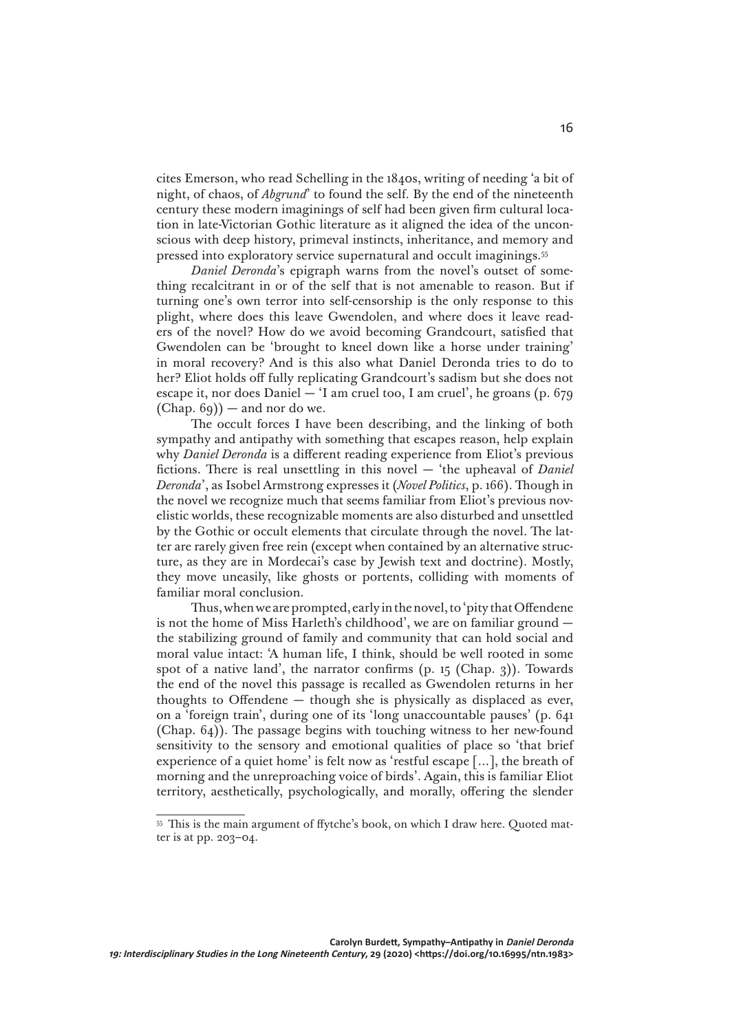cites Emerson, who read Schelling in the 1840s, writing of needing 'a bit of night, of chaos, of *Abgrund*' to found the self. By the end of the nineteenth century these modern imaginings of self had been given firm cultural location in late-Victorian Gothic literature as it aligned the idea of the unconscious with deep history, primeval instincts, inheritance, and memory and pressed into exploratory service supernatural and occult imaginings.[55]

*Daniel Deronda*'s epigraph warns from the novel's outset of something recalcitrant in or of the self that is not amenable to reason. But if turning one's own terror into self-censorship is the only response to this plight, where does this leave Gwendolen, and where does it leave readers of the novel? How do we avoid becoming Grandcourt, satisfied that Gwendolen can be 'brought to kneel down like a horse under training' in moral recovery? And is this also what Daniel Deronda tries to do to her? Eliot holds off fully replicating Grandcourt's sadism but she does not escape it, nor does Daniel — 'I am cruel too, I am cruel', he groans (p. 679 (Chap. 69)) — and nor do we.

The occult forces I have been describing, and the linking of both sympathy and antipathy with something that escapes reason, help explain why *Daniel Deronda* is a different reading experience from Eliot's previous fictions. There is real unsettling in this novel — 'the upheaval of *Daniel Deronda*', as Isobel Armstrong expresses it (*Novel Politics*, p. 166). Though in the novel we recognize much that seems familiar from Eliot's previous novelistic worlds, these recognizable moments are also disturbed and unsettled by the Gothic or occult elements that circulate through the novel. The latter are rarely given free rein (except when contained by an alternative structure, as they are in Mordecai's case by Jewish text and doctrine). Mostly, they move uneasily, like ghosts or portents, colliding with moments of familiar moral conclusion.

Thus, when we are prompted, early in the novel, to 'pity that Offendene is not the home of Miss Harleth's childhood', we are on familiar ground — the stabilizing ground of family and community that can hold social and moral value intact: 'A human life, I think, should be well rooted in some spot of a native land', the narrator confirms (p. 15 (Chap. 3)). Towards the end of the novel this passage is recalled as Gwendolen returns in her thoughts to Offendene — though she is physically as displaced as ever, on a 'foreign train', during one of its 'long unaccountable pauses' (p. 641 (Chap. 64)). The passage begins with touching witness to her new-found sensitivity to the sensory and emotional qualities of place so 'that brief experience of a quiet home' is felt now as 'restful escape [...], the breath of morning and the unreproaching voice of birds'. Again, this is familiar Eliot territory, aesthetically, psychologically, and morally, offering the slender

---

[55] This is the main argument of ffytche's book, on which I draw here. Quoted matter is at pp. 203–04.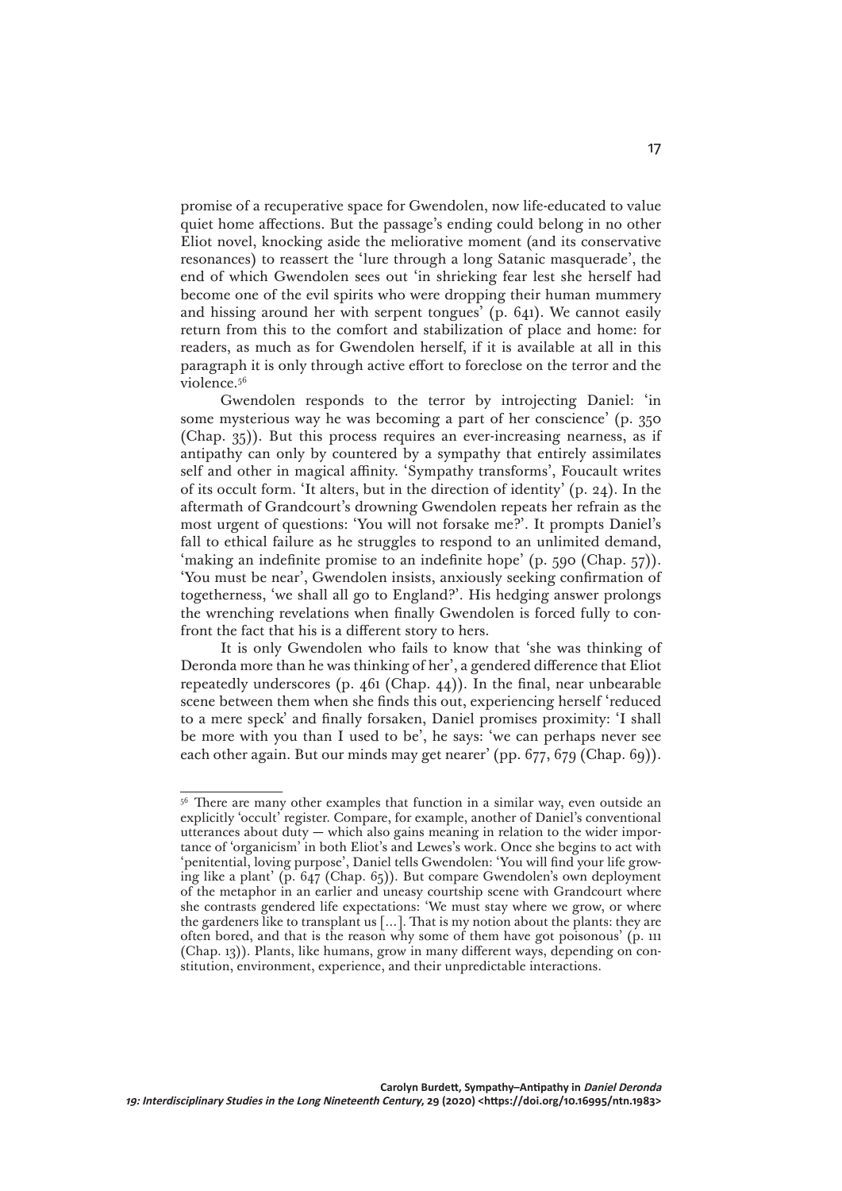promise of a recuperative space for Gwendolen, now life-educated to value quiet home affections. But the passage's ending could belong in no other Eliot novel, knocking aside the meliorative moment (and its conservative resonances) to reassert the 'lure through a long Satanic masquerade', the end of which Gwendolen sees out 'in shrieking fear lest she herself had become one of the evil spirits who were dropping their human mummery and hissing around her with serpent tongues' (p. 641). We cannot easily return from this to the comfort and stabilization of place and home: for readers, as much as for Gwendolen herself, if it is available at all in this paragraph it is only through active effort to foreclose on the terror and the violence.[56]

Gwendolen responds to the terror by introjecting Daniel: 'in some mysterious way he was becoming a part of her conscience' (p. 350 (Chap. 35)). But this process requires an ever-increasing nearness, as if antipathy can only by countered by a sympathy that entirely assimilates self and other in magical affinity. 'Sympathy transforms', Foucault writes of its occult form. 'It alters, but in the direction of identity' (p. 24). In the aftermath of Grandcourt's drowning Gwendolen repeats her refrain as the most urgent of questions: 'You will not forsake me?'. It prompts Daniel's fall to ethical failure as he struggles to respond to an unlimited demand, 'making an indefinite promise to an indefinite hope' (p. 590 (Chap. 57)). 'You must be near', Gwendolen insists, anxiously seeking confirmation of togetherness, 'we shall all go to England?'. His hedging answer prolongs the wrenching revelations when finally Gwendolen is forced fully to confront the fact that his is a different story to hers.

It is only Gwendolen who fails to know that 'she was thinking of Deronda more than he was thinking of her', a gendered difference that Eliot repeatedly underscores (p. 461 (Chap. 44)). In the final, near unbearable scene between them when she finds this out, experiencing herself 'reduced to a mere speck' and finally forsaken, Daniel promises proximity: 'I shall be more with you than I used to be', he says: 'we can perhaps never see each other again. But our minds may get nearer' (pp. 677, 679 (Chap. 69)).

[56] There are many other examples that function in a similar way, even outside an explicitly 'occult' register. Compare, for example, another of Daniel's conventional utterances about duty — which also gains meaning in relation to the wider importance of 'organicism' in both Eliot's and Lewes's work. Once she begins to act with 'penitential, loving purpose', Daniel tells Gwendolen: 'You will find your life growing like a plant' (p. 647 (Chap. 65)). But compare Gwendolen's own deployment of the metaphor in an earlier and uneasy courtship scene with Grandcourt where she contrasts gendered life expectations: 'We must stay where we grow, or where the gardeners like to transplant us [...]. That is my notion about the plants: they are often bored, and that is the reason why some of them have got poisonous' (p. 111 (Chap. 13)). Plants, like humans, grow in many different ways, depending on constitution, environment, experience, and their unpredictable interactions.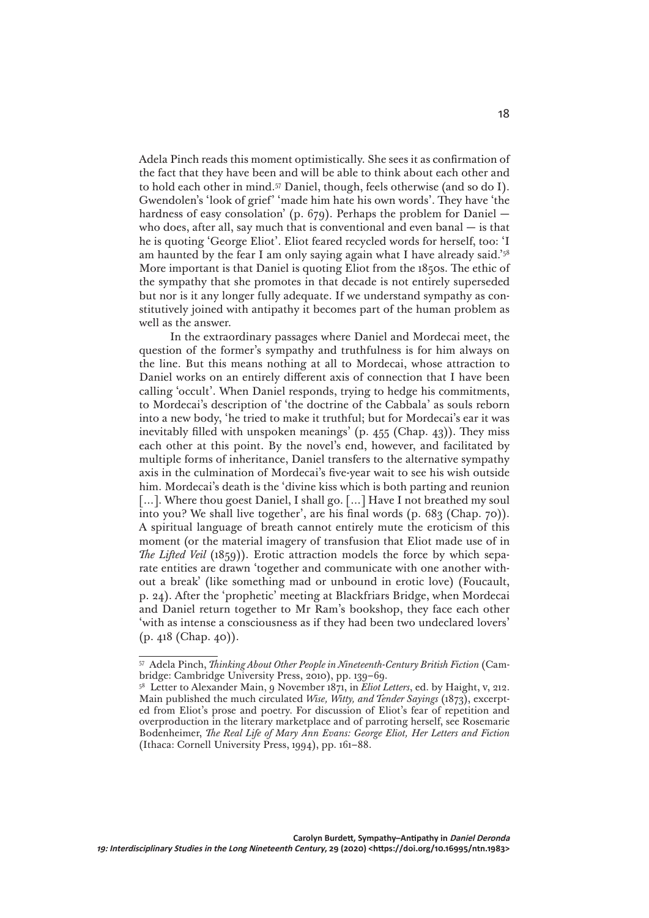Adela Pinch reads this moment optimistically. She sees it as confirmation of the fact that they have been and will be able to think about each other and to hold each other in mind.[57] Daniel, though, feels otherwise (and so do I). Gwendolen's 'look of grief' 'made him hate his own words'. They have 'the hardness of easy consolation' (p. 679). Perhaps the problem for Daniel — who does, after all, say much that is conventional and even banal — is that he is quoting 'George Eliot'. Eliot feared recycled words for herself, too: 'I am haunted by the fear I am only saying again what I have already said.'[58] More important is that Daniel is quoting Eliot from the 1850s. The ethic of the sympathy that she promotes in that decade is not entirely superseded but nor is it any longer fully adequate. If we understand sympathy as constitutively joined with antipathy it becomes part of the human problem as well as the answer.

In the extraordinary passages where Daniel and Mordecai meet, the question of the former's sympathy and truthfulness is for him always on the line. But this means nothing at all to Mordecai, whose attraction to Daniel works on an entirely different axis of connection that I have been calling 'occult'. When Daniel responds, trying to hedge his commitments, to Mordecai's description of 'the doctrine of the Cabbala' as souls reborn into a new body, 'he tried to make it truthful; but for Mordecai's ear it was inevitably filled with unspoken meanings' (p. 455 (Chap. 43)). They miss each other at this point. By the novel's end, however, and facilitated by multiple forms of inheritance, Daniel transfers to the alternative sympathy axis in the culmination of Mordecai's five-year wait to see his wish outside him. Mordecai's death is the 'divine kiss which is both parting and reunion [...]. Where thou goest Daniel, I shall go. [...] Have I not breathed my soul into you? We shall live together', are his final words (p. 683 (Chap. 70)). A spiritual language of breath cannot entirely mute the eroticism of this moment (or the material imagery of transfusion that Eliot made use of in *The Lifted Veil* (1859)). Erotic attraction models the force by which separate entities are drawn 'together and communicate with one another without a break' (like something mad or unbound in erotic love) (Foucault, p. 24). After the 'prophetic' meeting at Blackfriars Bridge, when Mordecai and Daniel return together to Mr Ram's bookshop, they face each other 'with as intense a consciousness as if they had been two undeclared lovers' (p. 418 (Chap. 40)).

---

[57] Adela Pinch, *Thinking About Other People in Nineteenth-Century British Fiction* (Cambridge: Cambridge University Press, 2010), pp. 139–69.

[58] Letter to Alexander Main, 9 November 1871, in *Eliot Letters*, ed. by Haight, v, 212. Main published the much circulated *Wise, Witty, and Tender Sayings* (1873), excerpted from Eliot's prose and poetry. For discussion of Eliot's fear of repetition and overproduction in the literary marketplace and of parroting herself, see Rosemarie Bodenheimer, *The Real Life of Mary Ann Evans: George Eliot, Her Letters and Fiction* (Ithaca: Cornell University Press, 1994), pp. 161–88.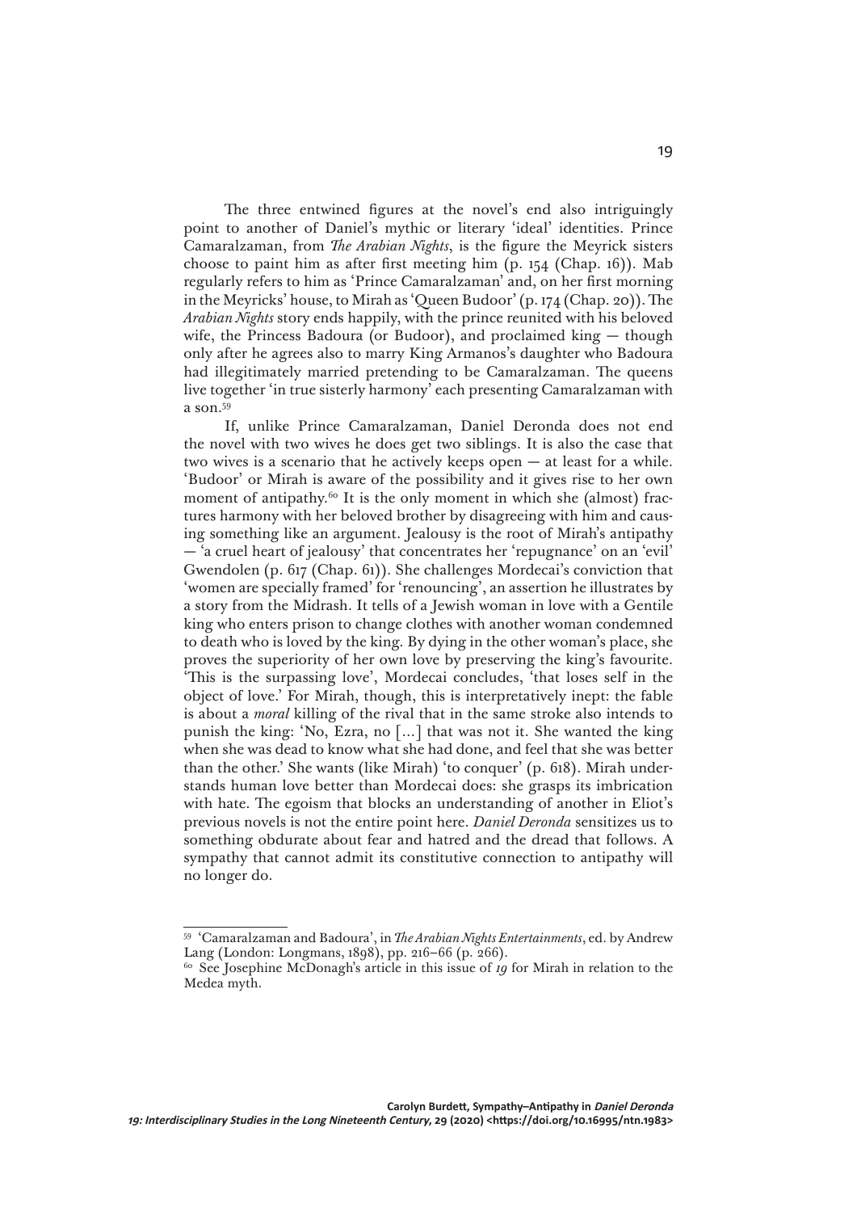The three entwined figures at the novel's end also intriguingly point to another of Daniel's mythic or literary 'ideal' identities. Prince Camaralzaman, from *The Arabian Nights*, is the figure the Meyrick sisters choose to paint him as after first meeting him (p. 154 (Chap. 16)). Mab regularly refers to him as 'Prince Camaralzaman' and, on her first morning in the Meyricks' house, to Mirah as 'Queen Budoor' (p. 174 (Chap. 20)). The *Arabian Nights* story ends happily, with the prince reunited with his beloved wife, the Princess Badoura (or Budoor), and proclaimed king — though only after he agrees also to marry King Armanos's daughter who Badoura had illegitimately married pretending to be Camaralzaman. The queens live together 'in true sisterly harmony' each presenting Camaralzaman with a son.[59]

If, unlike Prince Camaralzaman, Daniel Deronda does not end the novel with two wives he does get two siblings. It is also the case that two wives is a scenario that he actively keeps open — at least for a while. 'Budoor' or Mirah is aware of the possibility and it gives rise to her own moment of antipathy.[60] It is the only moment in which she (almost) fractures harmony with her beloved brother by disagreeing with him and causing something like an argument. Jealousy is the root of Mirah's antipathy — 'a cruel heart of jealousy' that concentrates her 'repugnance' on an 'evil' Gwendolen (p. 617 (Chap. 61)). She challenges Mordecai's conviction that 'women are specially framed' for 'renouncing', an assertion he illustrates by a story from the Midrash. It tells of a Jewish woman in love with a Gentile king who enters prison to change clothes with another woman condemned to death who is loved by the king. By dying in the other woman's place, she proves the superiority of her own love by preserving the king's favourite. 'This is the surpassing love', Mordecai concludes, 'that loses self in the object of love.' For Mirah, though, this is interpretatively inept: the fable is about a *moral* killing of the rival that in the same stroke also intends to punish the king: 'No, Ezra, no [...] that was not it. She wanted the king when she was dead to know what she had done, and feel that she was better than the other.' She wants (like Mirah) 'to conquer' (p. 618). Mirah understands human love better than Mordecai does: she grasps its imbrication with hate. The egoism that blocks an understanding of another in Eliot's previous novels is not the entire point here. *Daniel Deronda* sensitizes us to something obdurate about fear and hatred and the dread that follows. A sympathy that cannot admit its constitutive connection to antipathy will no longer do.

---

[59] 'Camaralzaman and Badoura', in *The Arabian Nights Entertainments*, ed. by Andrew Lang (London: Longmans, 1898), pp. 216–66 (p. 266).

[60] See Josephine McDonagh's article in this issue of *19* for Mirah in relation to the Medea myth.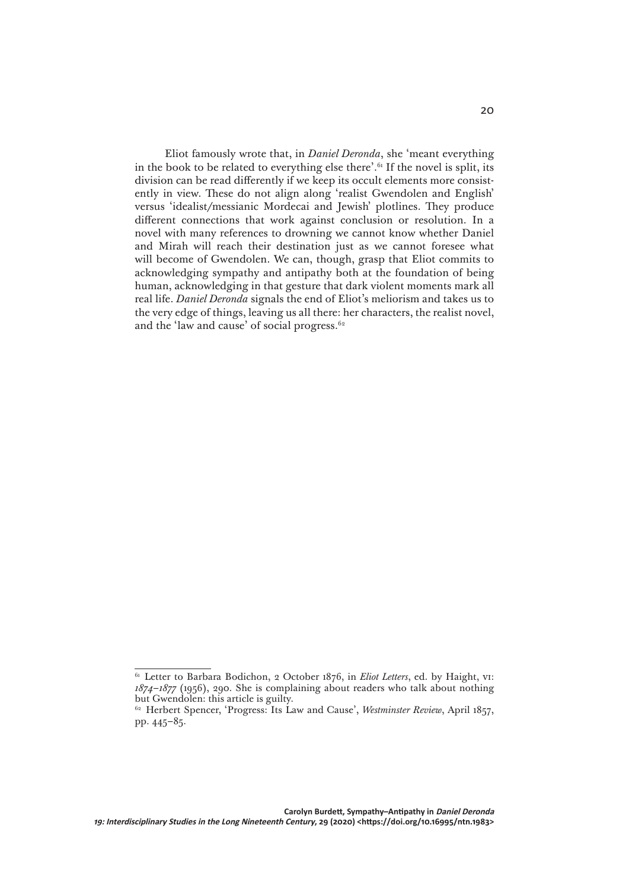Eliot famously wrote that, in *Daniel Deronda*, she 'meant everything in the book to be related to everything else there'.[61] If the novel is split, its division can be read differently if we keep its occult elements more consistently in view. These do not align along 'realist Gwendolen and English' versus 'idealist/messianic Mordecai and Jewish' plotlines. They produce different connections that work against conclusion or resolution. In a novel with many references to drowning we cannot know whether Daniel and Mirah will reach their destination just as we cannot foresee what will become of Gwendolen. We can, though, grasp that Eliot commits to acknowledging sympathy and antipathy both at the foundation of being human, acknowledging in that gesture that dark violent moments mark all real life. *Daniel Deronda* signals the end of Eliot's meliorism and takes us to the very edge of things, leaving us all there: her characters, the realist novel, and the 'law and cause' of social progress.[62]

---

[61] Letter to Barbara Bodichon, 2 October 1876, in *Eliot Letters*, ed. by Haight, VI: *1874–1877* (1956), 290. She is complaining about readers who talk about nothing but Gwendolen: this article is guilty.

[62] Herbert Spencer, 'Progress: Its Law and Cause', *Westminster Review*, April 1857, pp. 445–85.